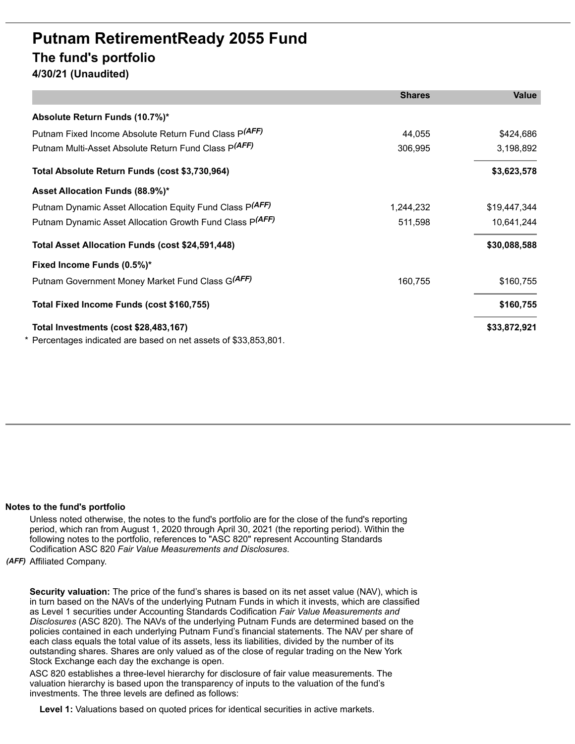# Putnam RetirementReady 2055 Fund

## The fund's portfolio

### 4/30/21 (Unaudited)

| | Shares | Value |
|---|---|---|
| **Absolute Return Funds (10.7%)*** | | |
| Putnam Fixed Income Absolute Return Fund Class P*(AFF)* | 44,055 | $424,686 |
| Putnam Multi-Asset Absolute Return Fund Class P*(AFF)* | 306,995 | 3,198,892 |
| **Total Absolute Return Funds (cost $3,730,964)** | | **$3,623,578** |
| **Asset Allocation Funds (88.9%)*** | | |
| Putnam Dynamic Asset Allocation Equity Fund Class P*(AFF)* | 1,244,232 | $19,447,344 |
| Putnam Dynamic Asset Allocation Growth Fund Class P*(AFF)* | 511,598 | 10,641,244 |
| **Total Asset Allocation Funds (cost $24,591,448)** | | **$30,088,588** |
| **Fixed Income Funds (0.5%)*** | | |
| Putnam Government Money Market Fund Class G*(AFF)* | 160,755 | $160,755 |
| **Total Fixed Income Funds (cost $160,755)** | | **$160,755** |
| **Total Investments (cost $28,483,167)** | | **$33,872,921** |

\* Percentages indicated are based on net assets of $33,853,801.

**Notes to the fund's portfolio**

Unless noted otherwise, the notes to the fund's portfolio are for the close of the fund's reporting period, which ran from August 1, 2020 through April 30, 2021 (the reporting period). Within the following notes to the portfolio, references to "ASC 820" represent Accounting Standards Codification ASC 820 *Fair Value Measurements and Disclosures*.

*(AFF)* Affiliated Company.

**Security valuation:** The price of the fund's shares is based on its net asset value (NAV), which is in turn based on the NAVs of the underlying Putnam Funds in which it invests, which are classified as Level 1 securities under Accounting Standards Codification *Fair Value Measurements and Disclosures* (ASC 820). The NAVs of the underlying Putnam Funds are determined based on the policies contained in each underlying Putnam Fund's financial statements. The NAV per share of each class equals the total value of its assets, less its liabilities, divided by the number of its outstanding shares. Shares are only valued as of the close of regular trading on the New York Stock Exchange each day the exchange is open.

ASC 820 establishes a three-level hierarchy for disclosure of fair value measurements. The valuation hierarchy is based upon the transparency of inputs to the valuation of the fund's investments. The three levels are defined as follows:

**Level 1:** Valuations based on quoted prices for identical securities in active markets.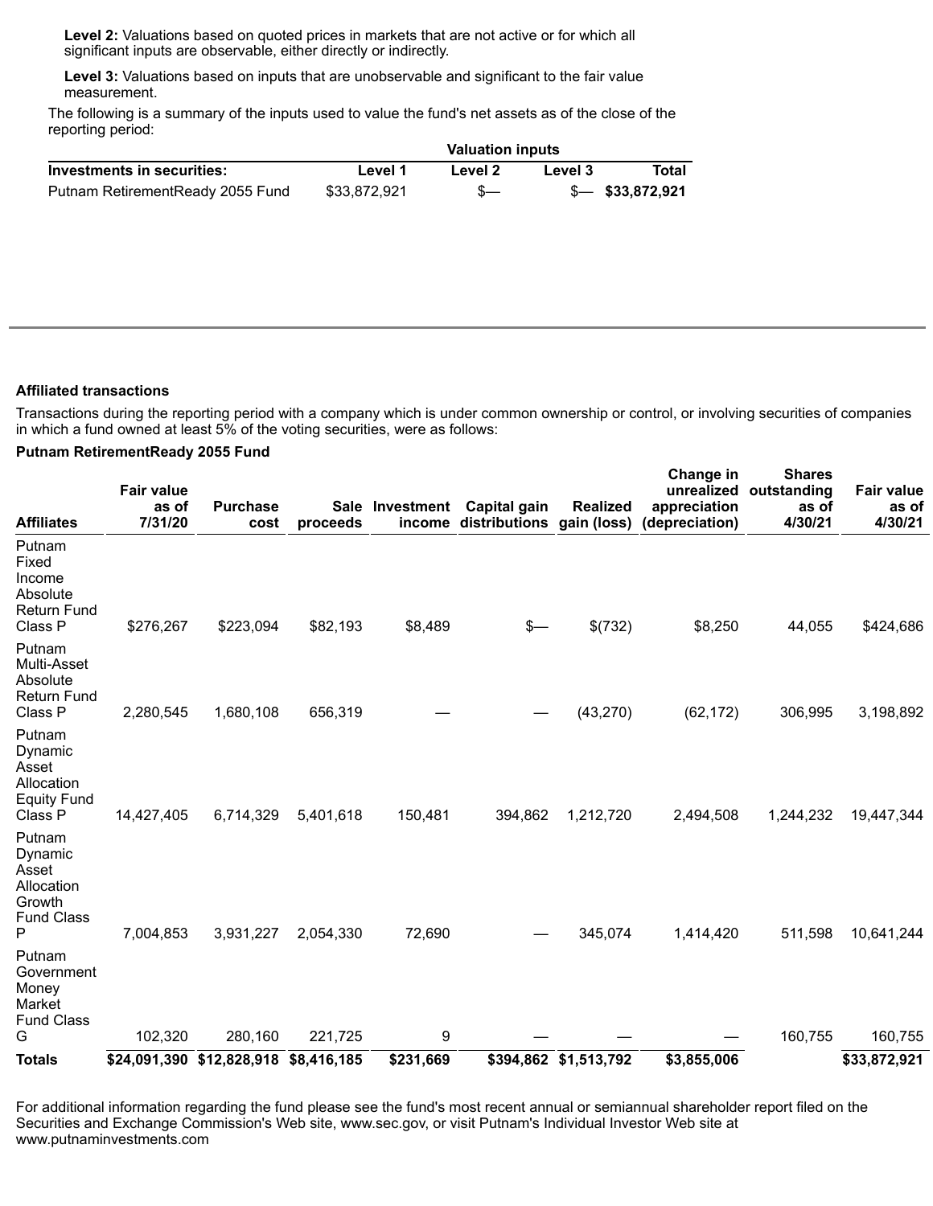**Level 2:** Valuations based on quoted prices in markets that are not active or for which all significant inputs are observable, either directly or indirectly.

**Level 3:** Valuations based on inputs that are unobservable and significant to the fair value measurement.

The following is a summary of the inputs used to value the fund's net assets as of the close of the reporting period:

| | Valuation inputs | | | |
|---|---|---|---|---|
| **Investments in securities:** | **Level 1** | **Level 2** | **Level 3** | **Total** |
| Putnam RetirementReady 2055 Fund | $33,872,921 | $— | $— | **$33,872,921** |

**Affiliated transactions**

Transactions during the reporting period with a company which is under common ownership or control, or involving securities of companies in which a fund owned at least 5% of the voting securities, were as follows:

**Putnam RetirementReady 2055 Fund**

| Affiliates | Fair value as of 7/31/20 | Purchase cost | Sale proceeds | Investment income | Capital gain distributions | Realized gain (loss) | Change in unrealized appreciation (depreciation) | Shares outstanding as of 4/30/21 | Fair value as of 4/30/21 |
|---|---|---|---|---|---|---|---|---|---|
| Putnam Fixed Income Absolute Return Fund Class P | $276,267 | $223,094 | $82,193 | $8,489 | $— | $(732) | $8,250 | 44,055 | $424,686 |
| Putnam Multi-Asset Absolute Return Fund Class P | 2,280,545 | 1,680,108 | 656,319 | — | — | (43,270) | (62,172) | 306,995 | 3,198,892 |
| Putnam Dynamic Asset Allocation Equity Fund Class P | 14,427,405 | 6,714,329 | 5,401,618 | 150,481 | 394,862 | 1,212,720 | 2,494,508 | 1,244,232 | 19,447,344 |
| Putnam Dynamic Asset Allocation Growth Fund Class P | 7,004,853 | 3,931,227 | 2,054,330 | 72,690 | — | 345,074 | 1,414,420 | 511,598 | 10,641,244 |
| Putnam Government Money Market Fund Class G | 102,320 | 280,160 | 221,725 | 9 | — | — | — | 160,755 | 160,755 |
| **Totals** | **$24,091,390** | **$12,828,918** | **$8,416,185** | **$231,669** | **$394,862** | **$1,513,792** | **$3,855,006** | | **$33,872,921** |

For additional information regarding the fund please see the fund's most recent annual or semiannual shareholder report filed on the Securities and Exchange Commission's Web site, www.sec.gov, or visit Putnam's Individual Investor Web site at www.putnaminvestments.com